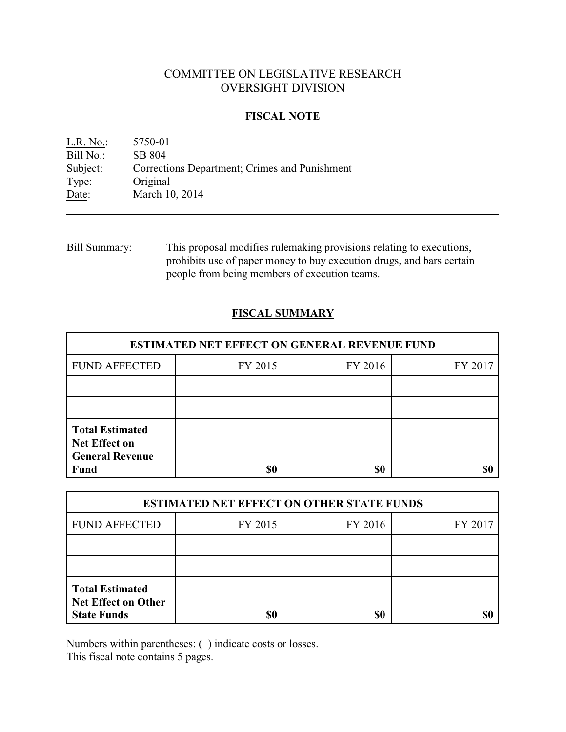# COMMITTEE ON LEGISLATIVE RESEARCH
# OVERSIGHT DIVISION

## FISCAL NOTE

L.R. No.: 5750-01
Bill No.: SB 804
Subject: Corrections Department; Crimes and Punishment
Type: Original
Date: March 10, 2014

---

Bill Summary: This proposal modifies rulemaking provisions relating to executions, prohibits use of paper money to buy execution drugs, and bars certain people from being members of execution teams.

## FISCAL SUMMARY

| ESTIMATED NET EFFECT ON GENERAL REVENUE FUND | | | |
|---|---|---|---|
| FUND AFFECTED | FY 2015 | FY 2016 | FY 2017 |
| | | | |
| | | | |
| **Total Estimated Net Effect on General Revenue Fund** | **$0** | **$0** | **$0** |

| ESTIMATED NET EFFECT ON OTHER STATE FUNDS | | | |
|---|---|---|---|
| FUND AFFECTED | FY 2015 | FY 2016 | FY 2017 |
| | | | |
| | | | |
| **Total Estimated Net Effect on Other State Funds** | **$0** | **$0** | **$0** |

Numbers within parentheses: ( ) indicate costs or losses.
This fiscal note contains 5 pages.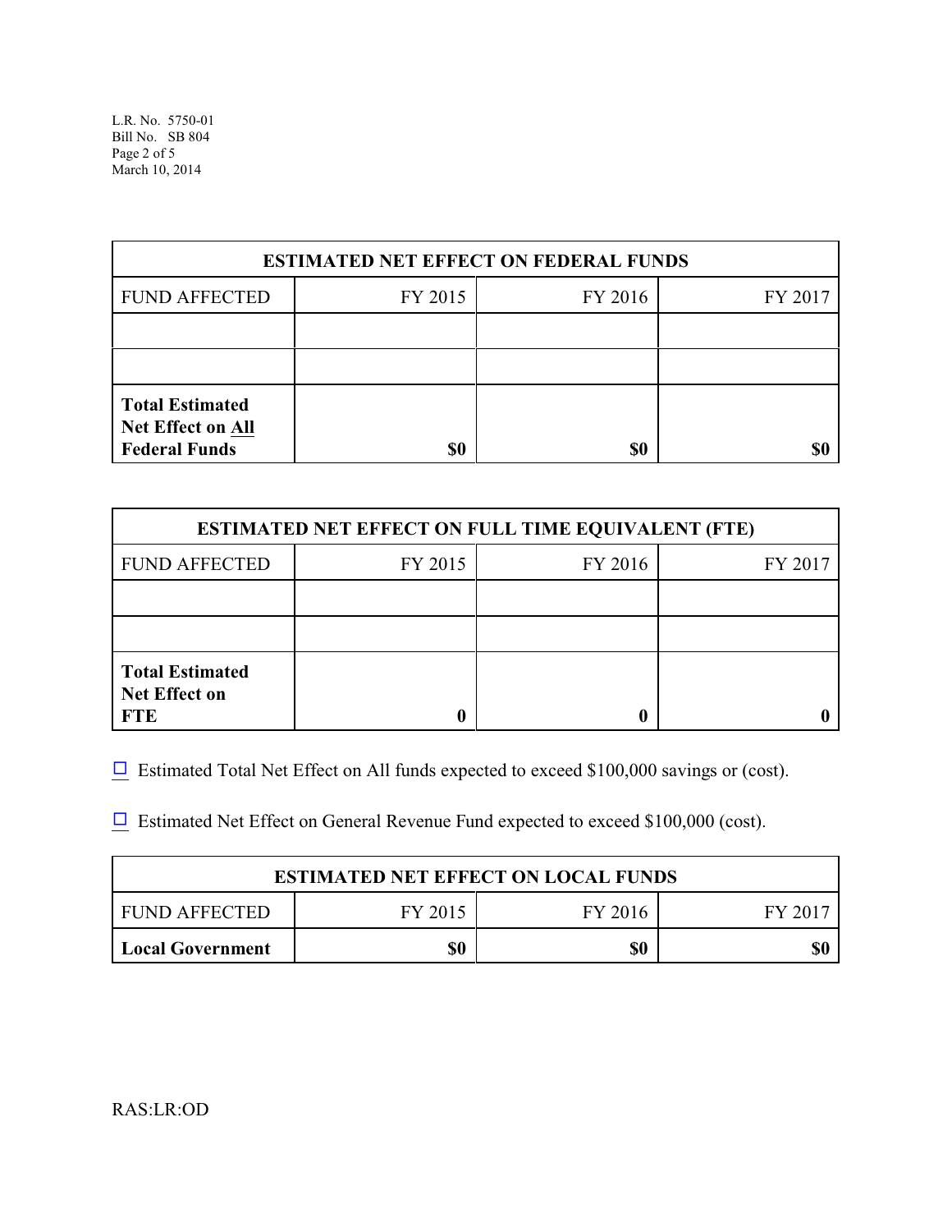| ESTIMATED NET EFFECT ON FEDERAL FUNDS | | | |
|---|---|---|---|
| FUND AFFECTED | FY 2015 | FY 2016 | FY 2017 |
| | | | |
| | | | |
| **Total Estimated Net Effect on All Federal Funds** | **$0** | **$0** | **$0** |

| ESTIMATED NET EFFECT ON FULL TIME EQUIVALENT (FTE) | | | |
|---|---|---|---|
| FUND AFFECTED | FY 2015 | FY 2016 | FY 2017 |
| | | | |
| | | | |
| **Total Estimated Net Effect on FTE** | **0** | **0** | **0** |

☐ Estimated Total Net Effect on All funds expected to exceed $100,000 savings or (cost).

☐ Estimated Net Effect on General Revenue Fund expected to exceed $100,000 (cost).

| ESTIMATED NET EFFECT ON LOCAL FUNDS | | | |
|---|---|---|---|
| FUND AFFECTED | FY 2015 | FY 2016 | FY 2017 |
| **Local Government** | **$0** | **$0** | **$0** |

RAS:LR:OD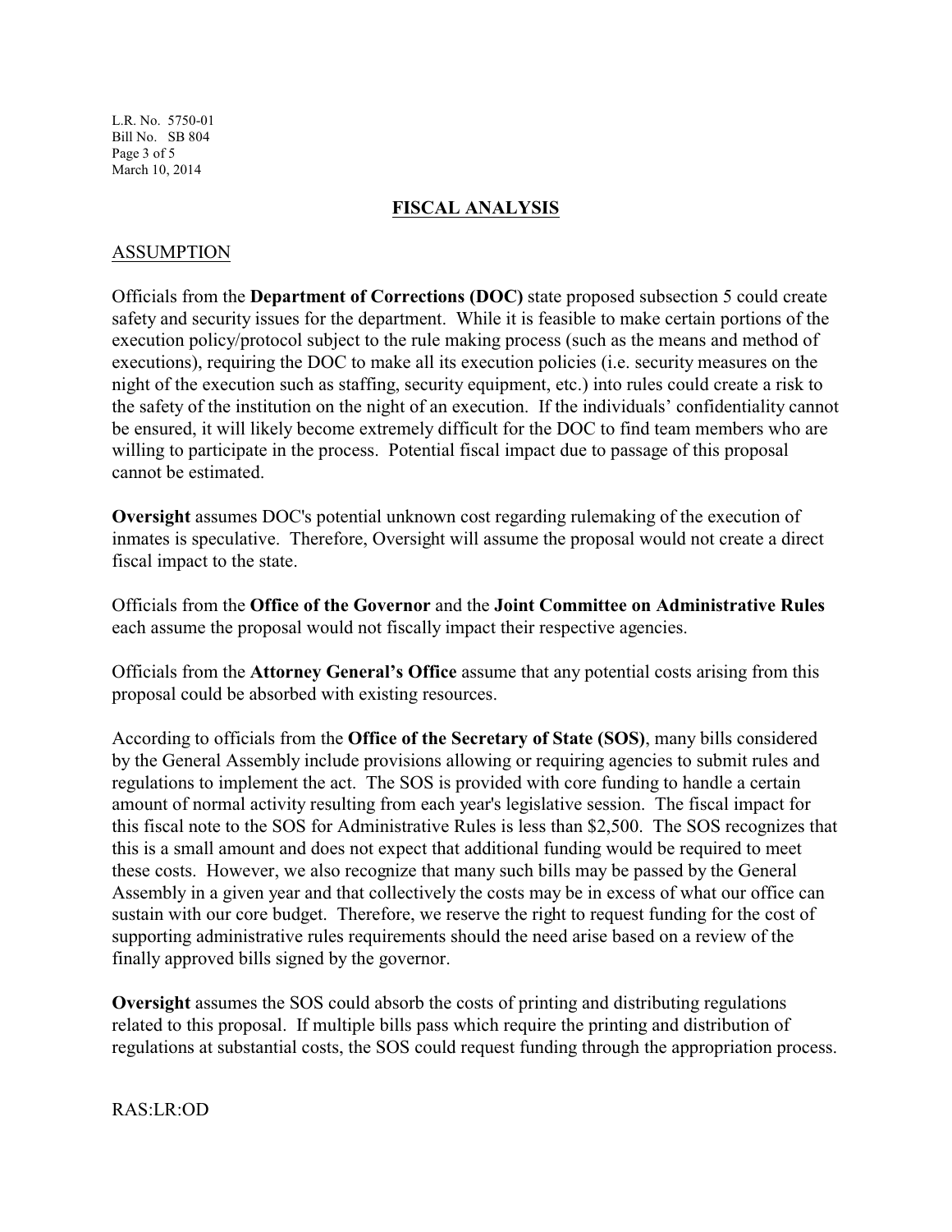## FISCAL ANALYSIS

### ASSUMPTION

Officials from the **Department of Corrections (DOC)** state proposed subsection 5 could create safety and security issues for the department. While it is feasible to make certain portions of the execution policy/protocol subject to the rule making process (such as the means and method of executions), requiring the DOC to make all its execution policies (i.e. security measures on the night of the execution such as staffing, security equipment, etc.) into rules could create a risk to the safety of the institution on the night of an execution. If the individuals' confidentiality cannot be ensured, it will likely become extremely difficult for the DOC to find team members who are willing to participate in the process. Potential fiscal impact due to passage of this proposal cannot be estimated.

**Oversight** assumes DOC's potential unknown cost regarding rulemaking of the execution of inmates is speculative. Therefore, Oversight will assume the proposal would not create a direct fiscal impact to the state.

Officials from the **Office of the Governor** and the **Joint Committee on Administrative Rules** each assume the proposal would not fiscally impact their respective agencies.

Officials from the **Attorney General's Office** assume that any potential costs arising from this proposal could be absorbed with existing resources.

According to officials from the **Office of the Secretary of State (SOS)**, many bills considered by the General Assembly include provisions allowing or requiring agencies to submit rules and regulations to implement the act. The SOS is provided with core funding to handle a certain amount of normal activity resulting from each year's legislative session. The fiscal impact for this fiscal note to the SOS for Administrative Rules is less than $2,500. The SOS recognizes that this is a small amount and does not expect that additional funding would be required to meet these costs. However, we also recognize that many such bills may be passed by the General Assembly in a given year and that collectively the costs may be in excess of what our office can sustain with our core budget. Therefore, we reserve the right to request funding for the cost of supporting administrative rules requirements should the need arise based on a review of the finally approved bills signed by the governor.

**Oversight** assumes the SOS could absorb the costs of printing and distributing regulations related to this proposal. If multiple bills pass which require the printing and distribution of regulations at substantial costs, the SOS could request funding through the appropriation process.

RAS:LR:OD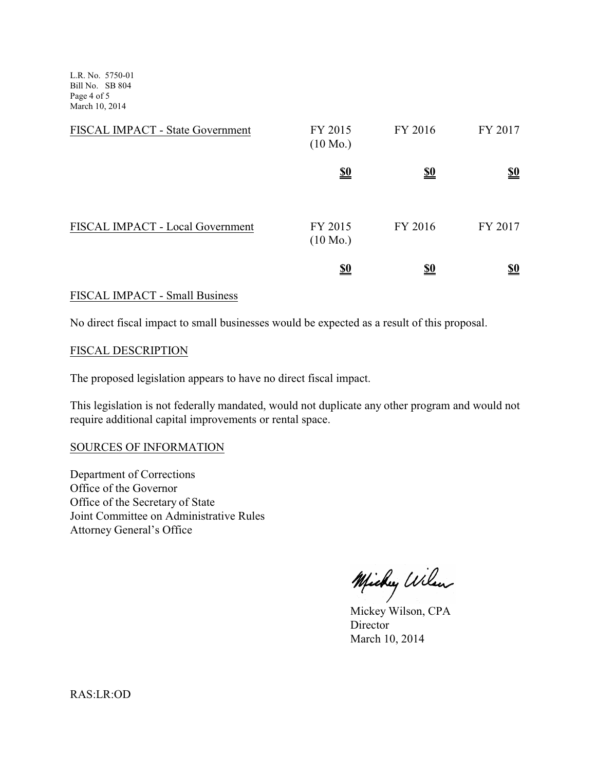| FISCAL IMPACT - State Government | FY 2015 (10 Mo.) | FY 2016 | FY 2017 |
|---|---|---|---|
| | **$0** | **$0** | **$0** |

| FISCAL IMPACT - Local Government | FY 2015 (10 Mo.) | FY 2016 | FY 2017 |
|---|---|---|---|
| | **$0** | **$0** | **$0** |

## FISCAL IMPACT - Small Business

No direct fiscal impact to small businesses would be expected as a result of this proposal.

## FISCAL DESCRIPTION

The proposed legislation appears to have no direct fiscal impact.

This legislation is not federally mandated, would not duplicate any other program and would not require additional capital improvements or rental space.

## SOURCES OF INFORMATION

Department of Corrections
Office of the Governor
Office of the Secretary of State
Joint Committee on Administrative Rules
Attorney General's Office

Mickey Wilson, CPA
Director
March 10, 2014

RAS:LR:OD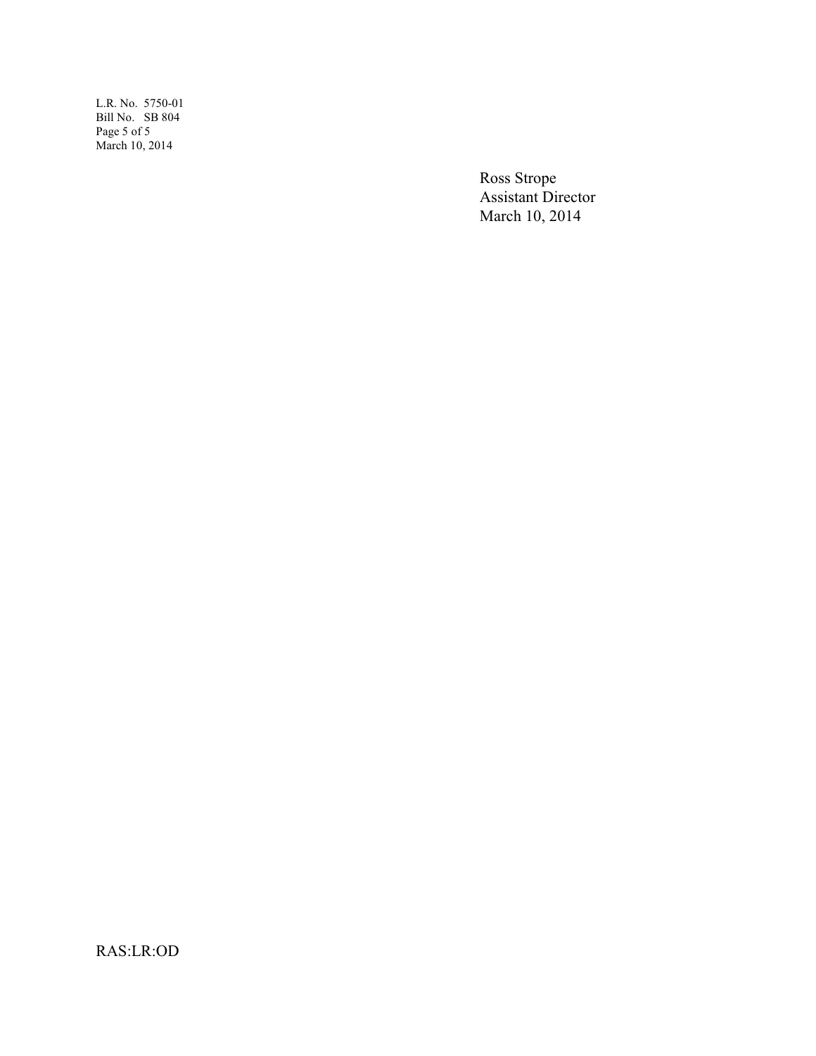Ross Strope
Assistant Director
March 10, 2014

RAS:LR:OD